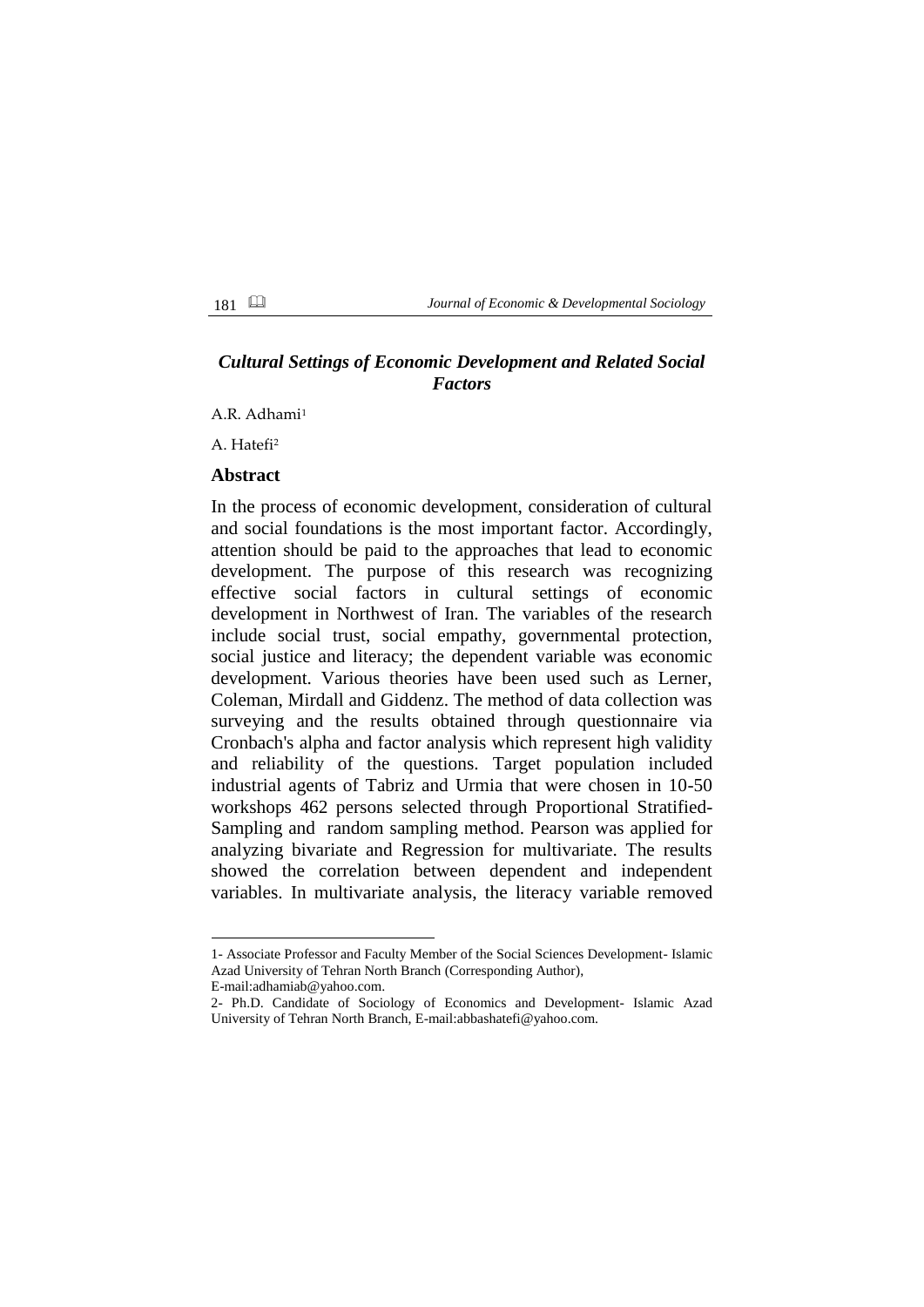## *Cultural Settings of Economic Development and Related Social Factors*

A.R. Adhami[1]

A. Hatefi[2]

### Abstract

In the process of economic development, consideration of cultural and social foundations is the most important factor. Accordingly, attention should be paid to the approaches that lead to economic development. The purpose of this research was recognizing effective social factors in cultural settings of economic development in Northwest of Iran. The variables of the research include social trust, social empathy, governmental protection, social justice and literacy; the dependent variable was economic development. Various theories have been used such as Lerner, Coleman, Mirdall and Giddenz. The method of data collection was surveying and the results obtained through questionnaire via Cronbach's alpha and factor analysis which represent high validity and reliability of the questions. Target population included industrial agents of Tabriz and Urmia that were chosen in 10-50 workshops 462 persons selected through Proportional Stratified-Sampling and random sampling method. Pearson was applied for analyzing bivariate and Regression for multivariate. The results showed the correlation between dependent and independent variables. In multivariate analysis, the literacy variable removed

---

1- Associate Professor and Faculty Member of the Social Sciences Development- Islamic Azad University of Tehran North Branch (Corresponding Author), E-mail:adhamiab@yahoo.com.

2- Ph.D. Candidate of Sociology of Economics and Development- Islamic Azad University of Tehran North Branch, E-mail:abbashatefi@yahoo.com.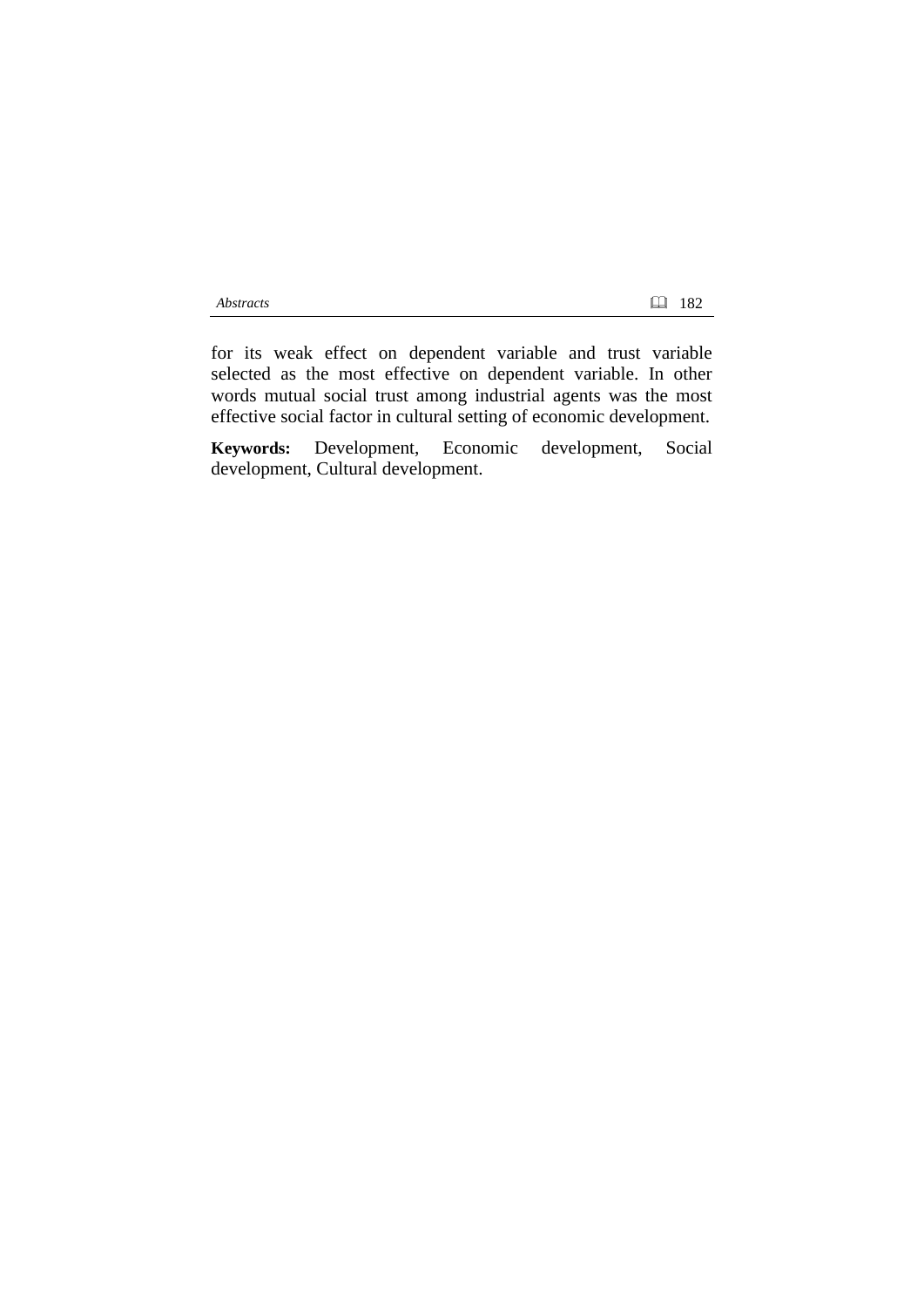for its weak effect on dependent variable and trust variable selected as the most effective on dependent variable. In other words mutual social trust among industrial agents was the most effective social factor in cultural setting of economic development.

**Keywords:** Development, Economic development, Social development, Cultural development.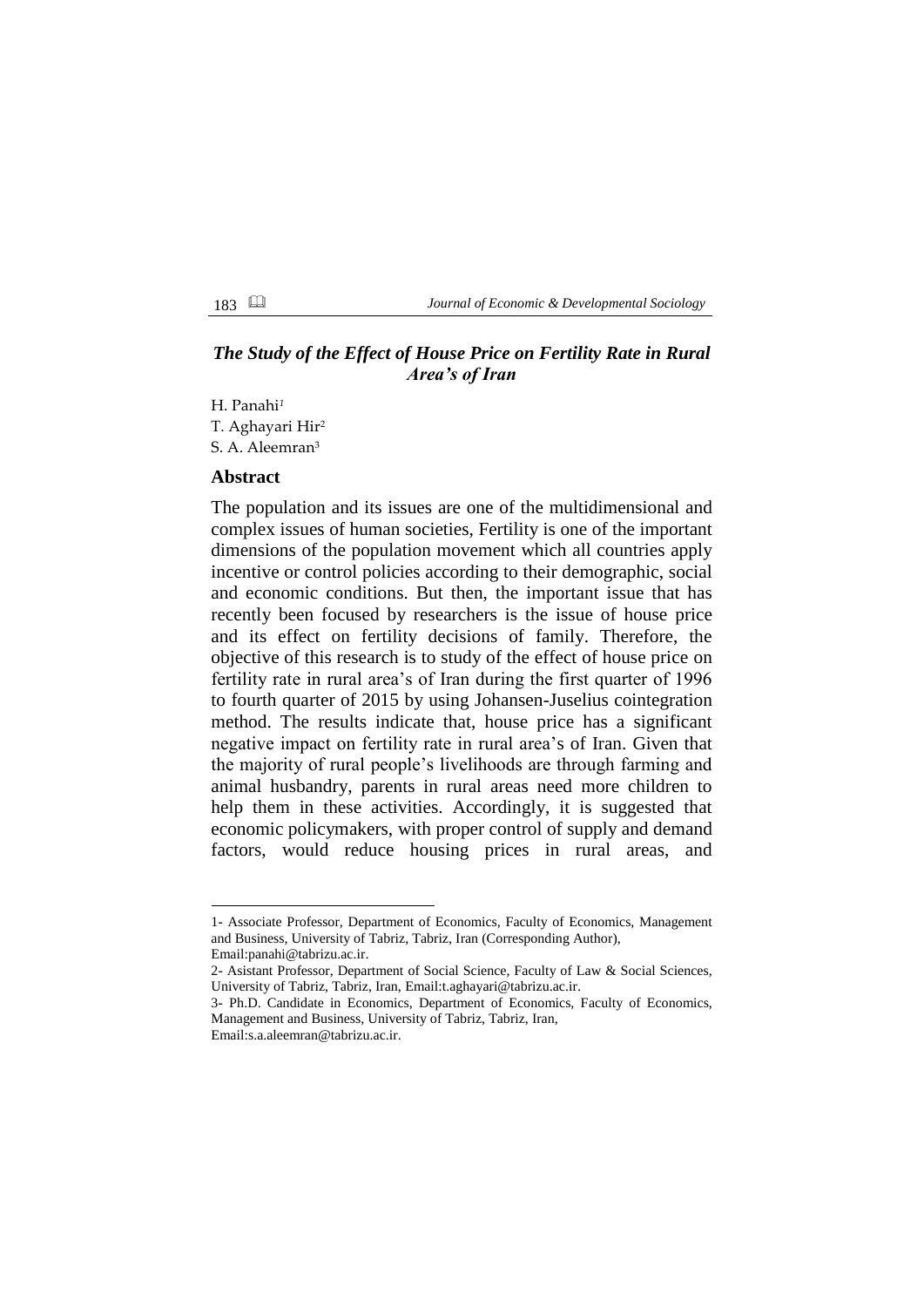## *The Study of the Effect of House Price on Fertility Rate in Rural Area's of Iran*

H. Panahi[1]
T. Aghayari Hir[2]
S. A. Aleemran[3]

### Abstract

The population and its issues are one of the multidimensional and complex issues of human societies, Fertility is one of the important dimensions of the population movement which all countries apply incentive or control policies according to their demographic, social and economic conditions. But then, the important issue that has recently been focused by researchers is the issue of house price and its effect on fertility decisions of family. Therefore, the objective of this research is to study of the effect of house price on fertility rate in rural area's of Iran during the first quarter of 1996 to fourth quarter of 2015 by using Johansen-Juselius cointegration method. The results indicate that, house price has a significant negative impact on fertility rate in rural area's of Iran. Given that the majority of rural people's livelihoods are through farming and animal husbandry, parents in rural areas need more children to help them in these activities. Accordingly, it is suggested that economic policymakers, with proper control of supply and demand factors, would reduce housing prices in rural areas, and

---

1- Associate Professor, Department of Economics, Faculty of Economics, Management and Business, University of Tabriz, Tabriz, Iran (Corresponding Author), Email:panahi@tabrizu.ac.ir.

2- Asistant Professor, Department of Social Science, Faculty of Law & Social Sciences, University of Tabriz, Tabriz, Iran, Email:t.aghayari@tabrizu.ac.ir.

3- Ph.D. Candidate in Economics, Department of Economics, Faculty of Economics, Management and Business, University of Tabriz, Tabriz, Iran, Email:s.a.aleemran@tabrizu.ac.ir.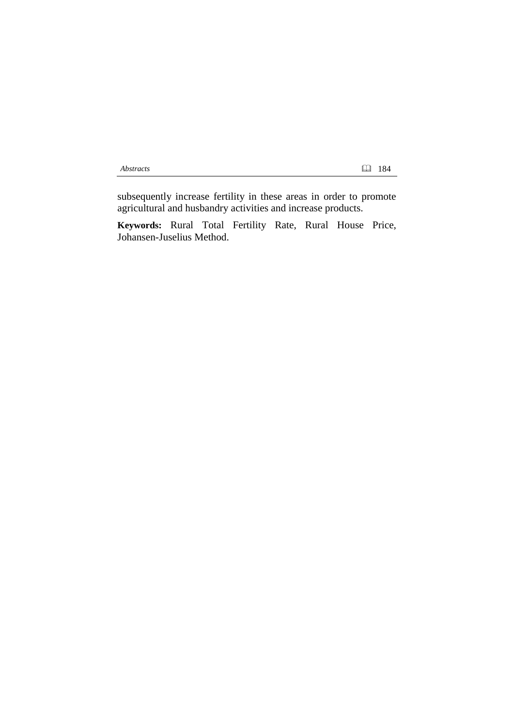subsequently increase fertility in these areas in order to promote agricultural and husbandry activities and increase products.

**Keywords:** Rural Total Fertility Rate, Rural House Price, Johansen-Juselius Method.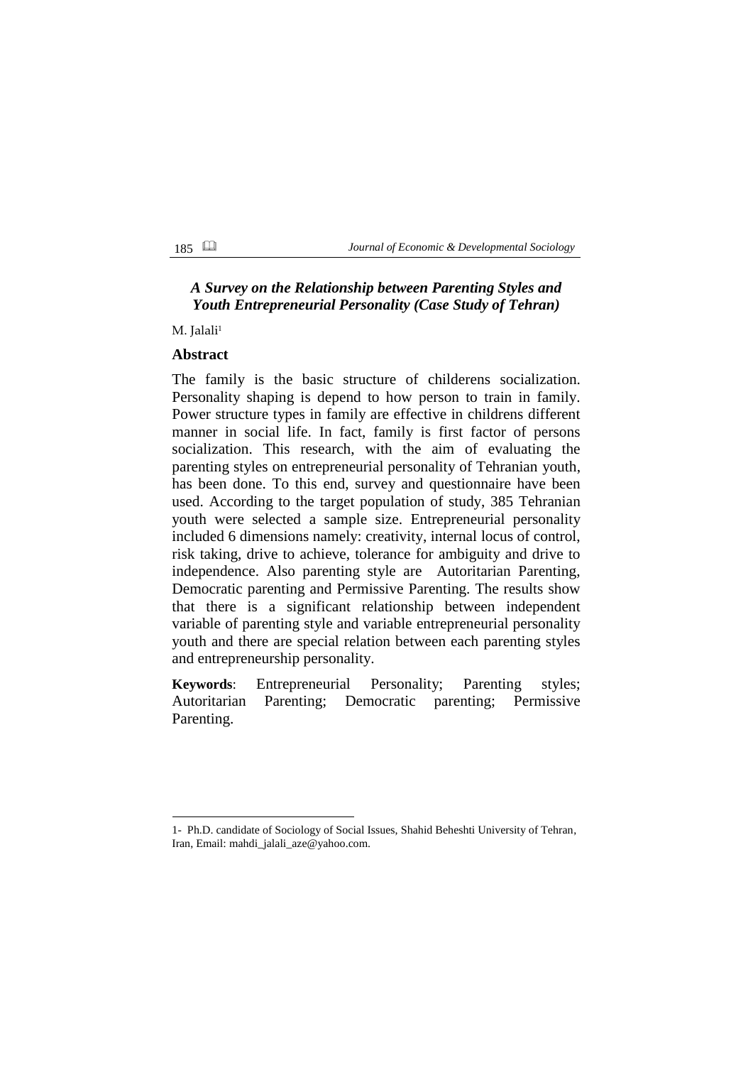## *A Survey on the Relationship between Parenting Styles and Youth Entrepreneurial Personality (Case Study of Tehran)*

M. Jalali[1]

### Abstract

The family is the basic structure of childerens socialization. Personality shaping is depend to how person to train in family. Power structure types in family are effective in childrens different manner in social life. In fact, family is first factor of persons socialization. This research, with the aim of evaluating the parenting styles on entrepreneurial personality of Tehranian youth, has been done. To this end, survey and questionnaire have been used. According to the target population of study, 385 Tehranian youth were selected a sample size. Entrepreneurial personality included 6 dimensions namely: creativity, internal locus of control, risk taking, drive to achieve, tolerance for ambiguity and drive to independence. Also parenting style are Autoritarian Parenting, Democratic parenting and Permissive Parenting. The results show that there is a significant relationship between independent variable of parenting style and variable entrepreneurial personality youth and there are special relation between each parenting styles and entrepreneurship personality.

**Keywords**: Entrepreneurial Personality; Parenting styles; Autoritarian Parenting; Democratic parenting; Permissive Parenting.

---

1- Ph.D. candidate of Sociology of Social Issues, Shahid Beheshti University of Tehran, Iran, Email: mahdi_jalali_aze@yahoo.com.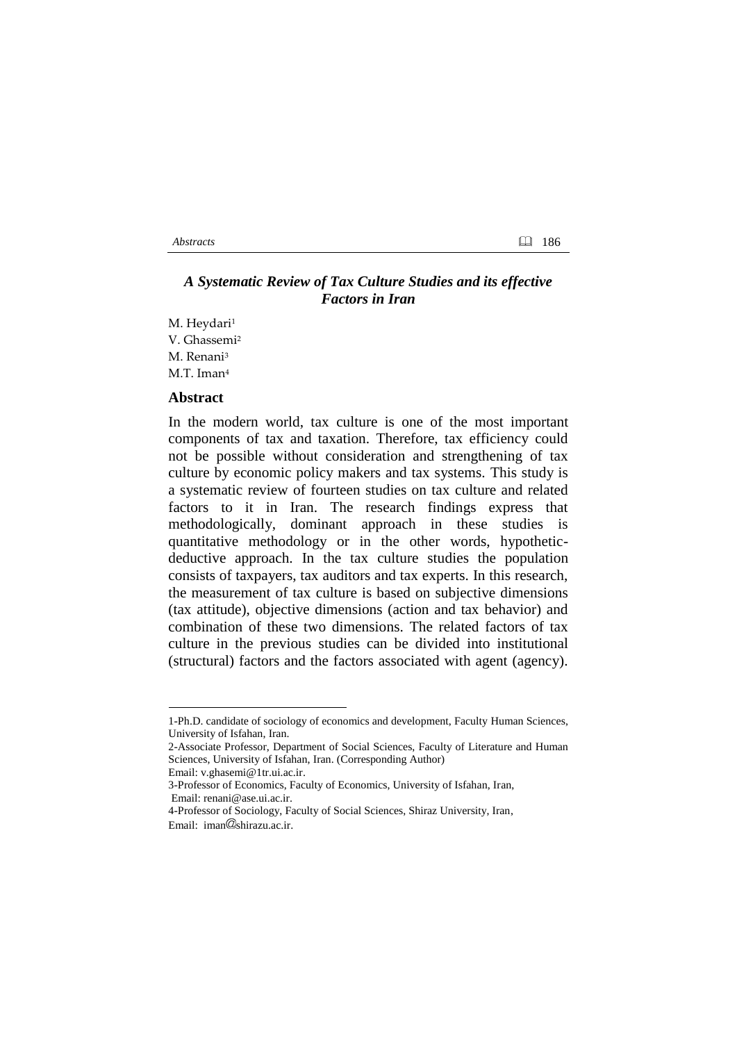## *A Systematic Review of Tax Culture Studies and its effective Factors in Iran*

M. Heydari[1]
V. Ghassemi[2]
M. Renani[3]
M.T. Iman[4]

### Abstract

In the modern world, tax culture is one of the most important components of tax and taxation. Therefore, tax efficiency could not be possible without consideration and strengthening of tax culture by economic policy makers and tax systems. This study is a systematic review of fourteen studies on tax culture and related factors to it in Iran. The research findings express that methodologically, dominant approach in these studies is quantitative methodology or in the other words, hypothetic-deductive approach. In the tax culture studies the population consists of taxpayers, tax auditors and tax experts. In this research, the measurement of tax culture is based on subjective dimensions (tax attitude), objective dimensions (action and tax behavior) and combination of these two dimensions. The related factors of tax culture in the previous studies can be divided into institutional (structural) factors and the factors associated with agent (agency).

---

1-Ph.D. candidate of sociology of economics and development, Faculty Human Sciences, University of Isfahan, Iran.

2-Associate Professor, Department of Social Sciences, Faculty of Literature and Human Sciences, University of Isfahan, Iran. (Corresponding Author)
Email: v.ghasemi@1tr.ui.ac.ir.

3-Professor of Economics, Faculty of Economics, University of Isfahan, Iran,
Email: renani@ase.ui.ac.ir.

4-Professor of Sociology, Faculty of Social Sciences, Shiraz University, Iran,
Email: iman@shirazu.ac.ir.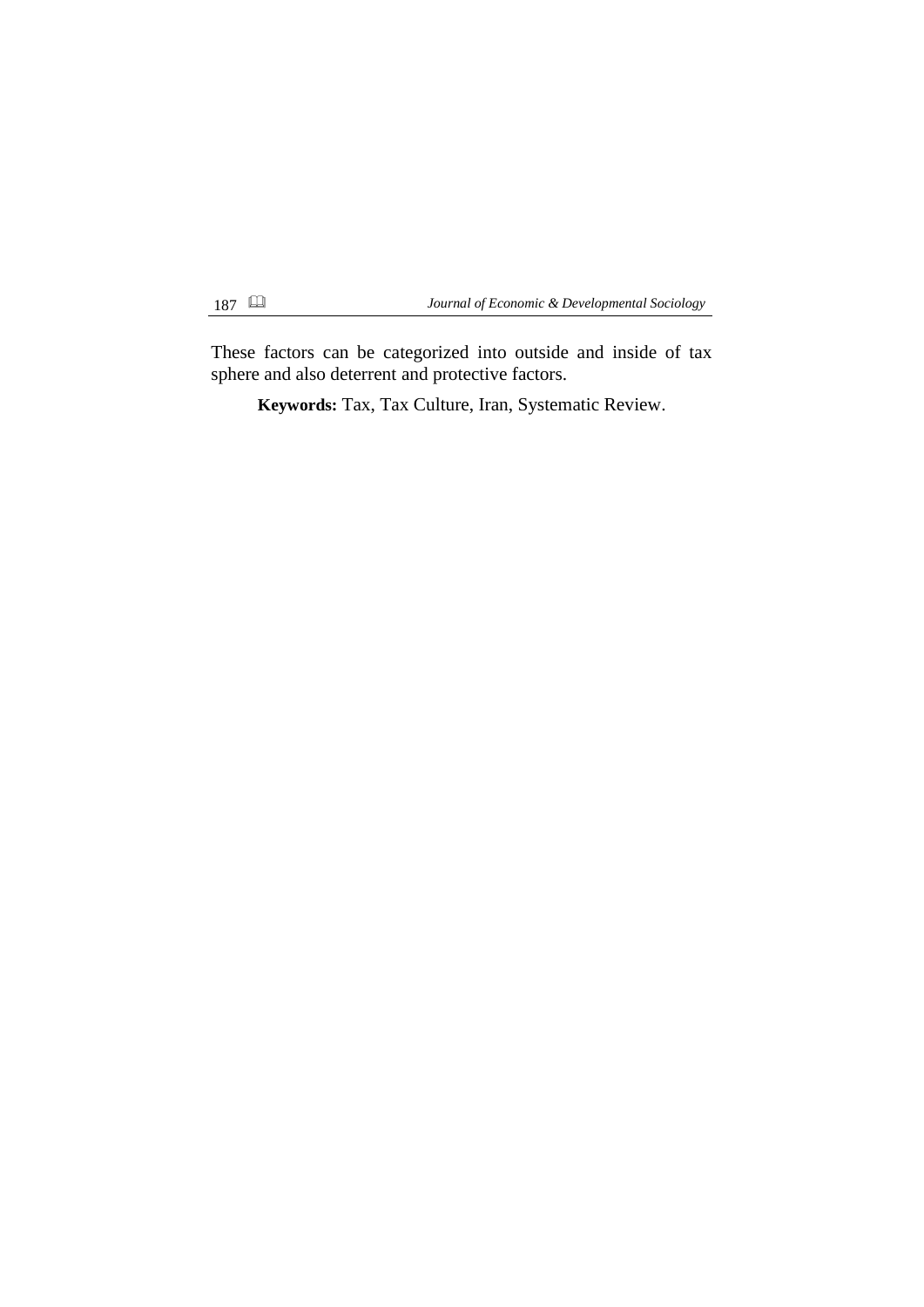These factors can be categorized into outside and inside of tax sphere and also deterrent and protective factors.

**Keywords:** Tax, Tax Culture, Iran, Systematic Review.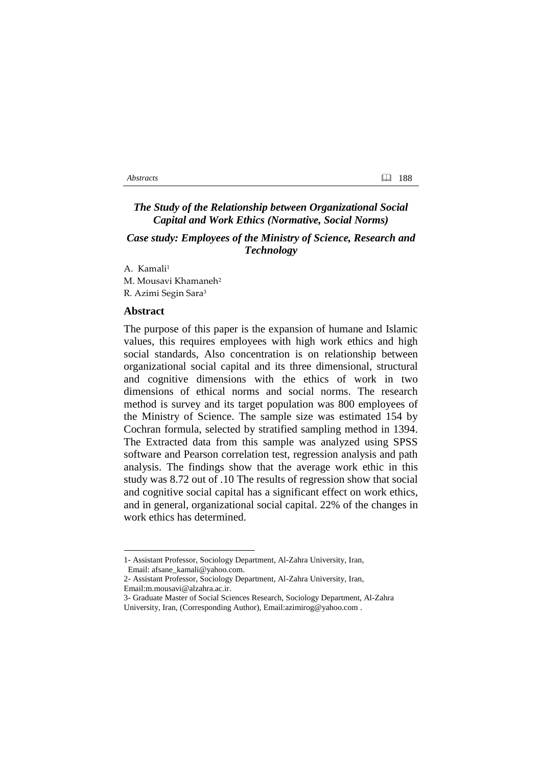## *The Study of the Relationship between Organizational Social Capital and Work Ethics (Normative, Social Norms)*

### *Case study: Employees of the Ministry of Science, Research and Technology*

A. Kamali[1]
M. Mousavi Khamaneh[2]
R. Azimi Segin Sara[3]

### Abstract

The purpose of this paper is the expansion of humane and Islamic values, this requires employees with high work ethics and high social standards, Also concentration is on relationship between organizational social capital and its three dimensional, structural and cognitive dimensions with the ethics of work in two dimensions of ethical norms and social norms. The research method is survey and its target population was 800 employees of the Ministry of Science. The sample size was estimated 154 by Cochran formula, selected by stratified sampling method in 1394. The Extracted data from this sample was analyzed using SPSS software and Pearson correlation test, regression analysis and path analysis. The findings show that the average work ethic in this study was 8.72 out of .10 The results of regression show that social and cognitive social capital has a significant effect on work ethics, and in general, organizational social capital. 22% of the changes in work ethics has determined.

---

1- Assistant Professor, Sociology Department, Al-Zahra University, Iran, Email: afsane_kamali@yahoo.com.

2- Assistant Professor, Sociology Department, Al-Zahra University, Iran, Email:m.mousavi@alzahra.ac.ir.

3- Graduate Master of Social Sciences Research, Sociology Department, Al-Zahra University, Iran, (Corresponding Author), Email:azimirog@yahoo.com .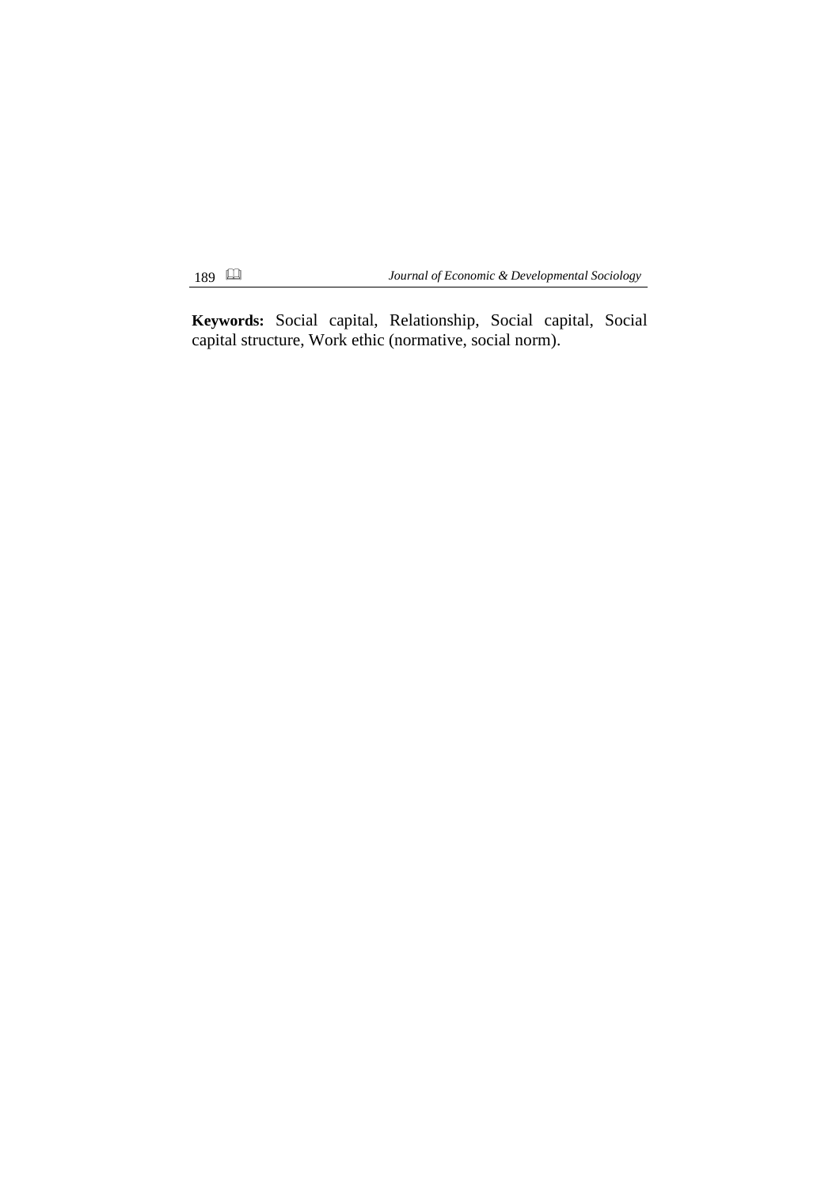**Keywords:** Social capital, Relationship, Social capital, Social capital structure, Work ethic (normative, social norm).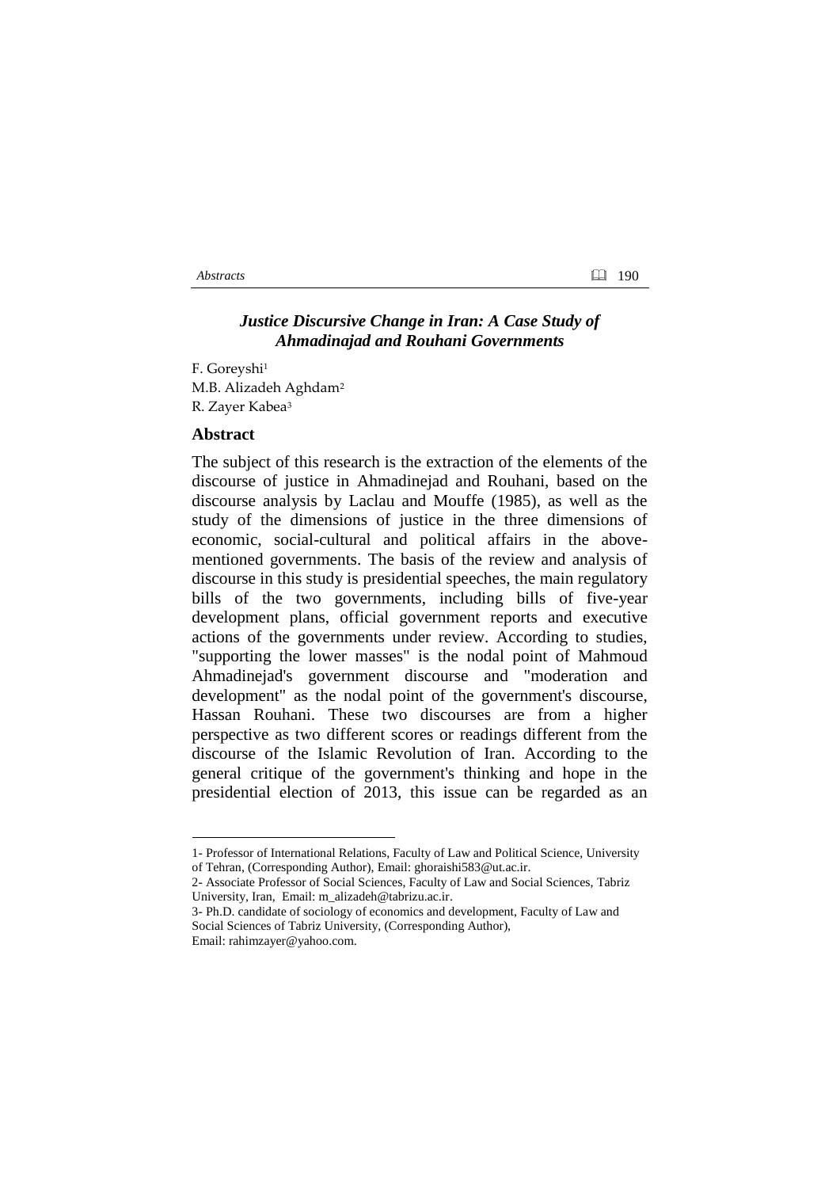## *Justice Discursive Change in Iran: A Case Study of Ahmadinajad and Rouhani Governments*

F. Goreyshi[1]
M.B. Alizadeh Aghdam[2]
R. Zayer Kabea[3]

### Abstract

The subject of this research is the extraction of the elements of the discourse of justice in Ahmadinejad and Rouhani, based on the discourse analysis by Laclau and Mouffe (1985), as well as the study of the dimensions of justice in the three dimensions of economic, social-cultural and political affairs in the above-mentioned governments. The basis of the review and analysis of discourse in this study is presidential speeches, the main regulatory bills of the two governments, including bills of five-year development plans, official government reports and executive actions of the governments under review. According to studies, "supporting the lower masses" is the nodal point of Mahmoud Ahmadinejad's government discourse and "moderation and development" as the nodal point of the government's discourse, Hassan Rouhani. These two discourses are from a higher perspective as two different scores or readings different from the discourse of the Islamic Revolution of Iran. According to the general critique of the government's thinking and hope in the presidential election of 2013, this issue can be regarded as an

---

1- Professor of International Relations, Faculty of Law and Political Science, University of Tehran, (Corresponding Author), Email: ghoraishi583@ut.ac.ir.

2- Associate Professor of Social Sciences, Faculty of Law and Social Sciences, Tabriz University, Iran, Email: m_alizadeh@tabrizu.ac.ir.

3- Ph.D. candidate of sociology of economics and development, Faculty of Law and Social Sciences of Tabriz University, (Corresponding Author), Email: rahimzayer@yahoo.com.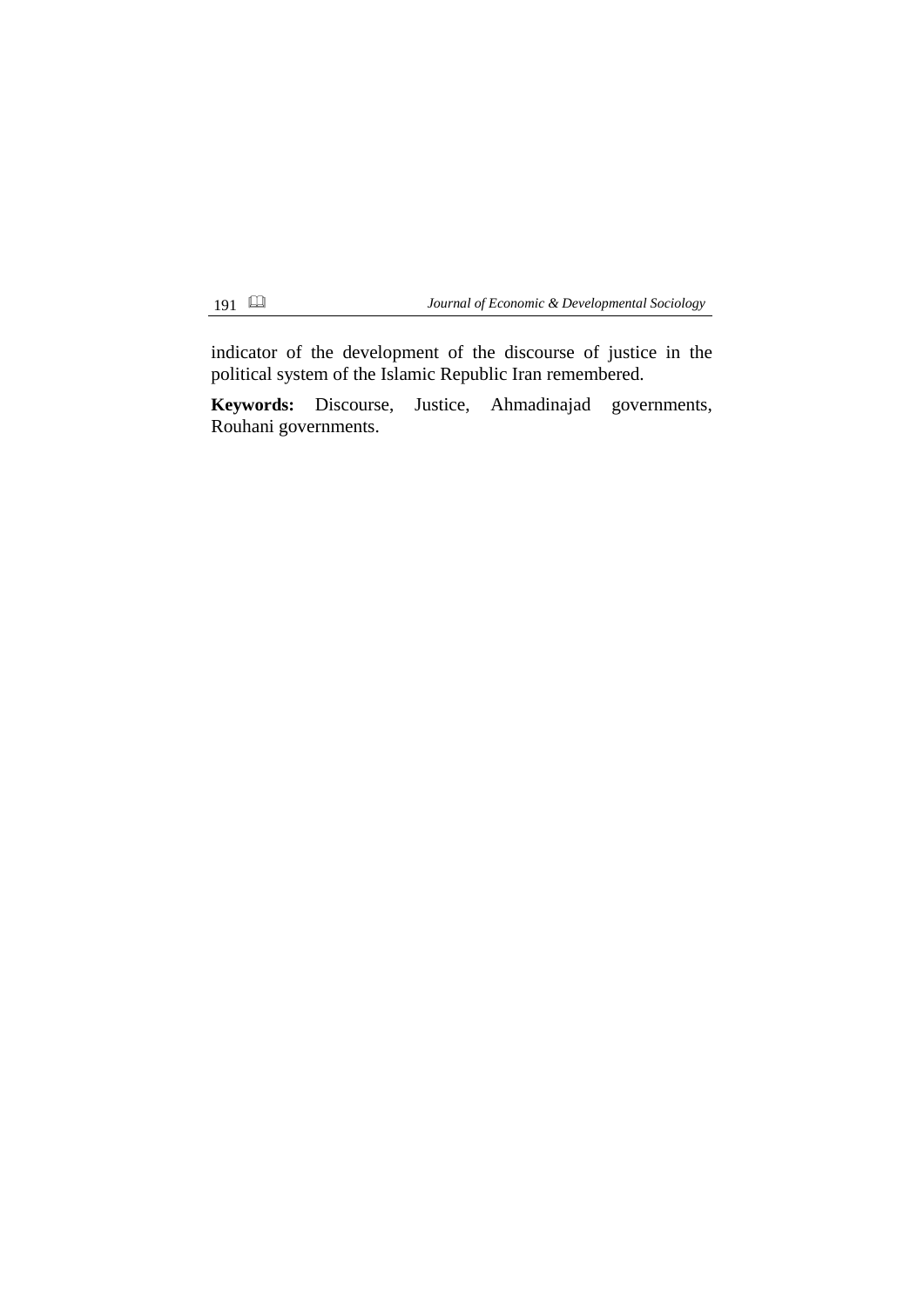indicator of the development of the discourse of justice in the political system of the Islamic Republic Iran remembered.

**Keywords:** Discourse, Justice, Ahmadinajad governments, Rouhani governments.